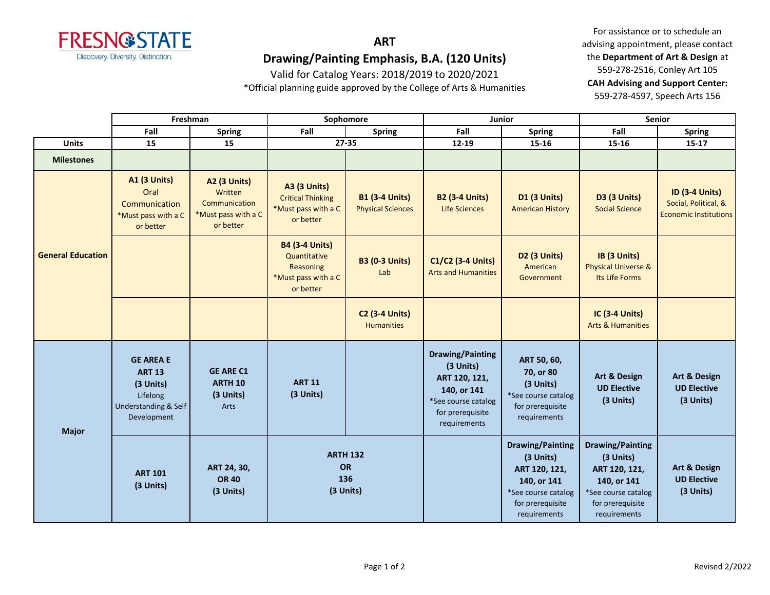FRESNO STATE
Discovery. Diversity. Distinction.

# ART
## Drawing/Painting Emphasis, B.A. (120 Units)

Valid for Catalog Years: 2018/2019 to 2020/2021

*Official planning guide approved by the College of Arts & Humanities

For assistance or to schedule an advising appointment, please contact the **Department of Art & Design** at 559-278-2516, Conley Art 105
**CAH Advising and Support Center:** 559-278-4597, Speech Arts 156

| | Freshman | | Sophomore | | Junior | | Senior | |
|---|---|---|---|---|---|---|---|---|
| | Fall | Spring | Fall | Spring | Fall | Spring | Fall | Spring |
| **Units** | 15 | 15 | 27-35 | | 12-19 | 15-16 | 15-16 | 15-17 |
| **Milestones** | | | | | | | | |
| **General Education** | **A1 (3 Units)** Oral Communication *Must pass with a C or better | **A2 (3 Units)** Written Communication *Must pass with a C or better | **A3 (3 Units)** Critical Thinking *Must pass with a C or better | **B1 (3-4 Units)** Physical Sciences | **B2 (3-4 Units)** Life Sciences | **D1 (3 Units)** American History | **D3 (3 Units)** Social Science | **ID (3-4 Units)** Social, Political, & Economic Institutions |
| | | | **B4 (3-4 Units)** Quantitative Reasoning *Must pass with a C or better | **B3 (0-3 Units)** Lab | **C1/C2 (3-4 Units)** Arts and Humanities | **D2 (3 Units)** American Government | **IB (3 Units)** Physical Universe & Its Life Forms | |
| | | | | **C2 (3-4 Units)** Humanities | | | **IC (3-4 Units)** Arts & Humanities | |
| **Major** | **GE AREA E ART 13 (3 Units)** Lifelong Understanding & Self Development | **GE ARE C1 ARTH 10 (3 Units)** Arts | **ART 11 (3 Units)** | | **Drawing/Painting (3 Units) ART 120, 121, 140, or 141** *See course catalog for prerequisite requirements | **ART 50, 60, 70, or 80 (3 Units)** *See course catalog for prerequisite requirements | **Art & Design UD Elective (3 Units)** | **Art & Design UD Elective (3 Units)** |
| | **ART 101 (3 Units)** | **ART 24, 30, OR 40 (3 Units)** | **ARTH 132 OR 136 (3 Units)** | | | **Drawing/Painting (3 Units) ART 120, 121, 140, or 141** *See course catalog for prerequisite requirements | **Drawing/Painting (3 Units) ART 120, 121, 140, or 141** *See course catalog for prerequisite requirements | **Art & Design UD Elective (3 Units)** |

Revised 2/2022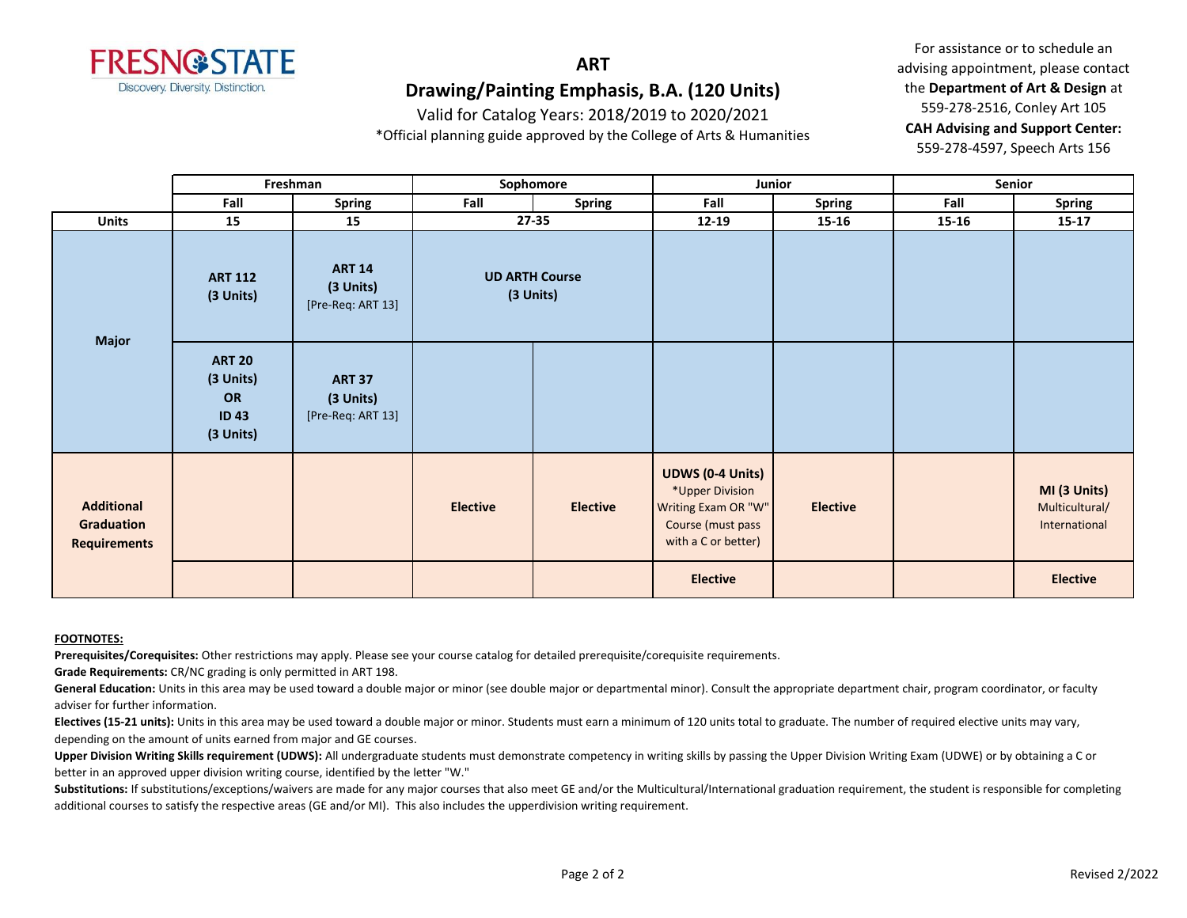# ART

## Drawing/Painting Emphasis, B.A. (120 Units)

Valid for Catalog Years: 2018/2019 to 2020/2021

*Official planning guide approved by the College of Arts & Humanities

For assistance or to schedule an advising appointment, please contact the **Department of Art & Design** at 559-278-2516, Conley Art 105

**CAH Advising and Support Center:** 559-278-4597, Speech Arts 156

| | Freshman | | Sophomore | | Junior | | Senior | |
|---|---|---|---|---|---|---|---|---|
| | **Fall** | **Spring** | **Fall** | **Spring** | **Fall** | **Spring** | **Fall** | **Spring** |
| **Units** | **15** | **15** | **27-35** | | **12-19** | **15-16** | **15-16** | **15-17** |
| **Major** | **ART 112 (3 Units)** | **ART 14 (3 Units)** [Pre-Req: ART 13] | **UD ARTH Course (3 Units)** | | | | | |
| **Major** | **ART 20 (3 Units) OR ID 43 (3 Units)** | **ART 37 (3 Units)** [Pre-Req: ART 13] | | | | | | |
| **Additional Graduation Requirements** | | | **Elective** | **Elective** | **UDWS (0-4 Units)** *Upper Division Writing Exam OR "W" Course (must pass with a C or better) | **Elective** | | **MI (3 Units)** Multicultural/ International |
| **Additional Graduation Requirements** | | | | | **Elective** | | | **Elective** |

**FOOTNOTES:**

**Prerequisites/Corequisites:** Other restrictions may apply. Please see your course catalog for detailed prerequisite/corequisite requirements.

**Grade Requirements:** CR/NC grading is only permitted in ART 198.

**General Education:** Units in this area may be used toward a double major or minor (see double major or departmental minor). Consult the appropriate department chair, program coordinator, or faculty adviser for further information.

**Electives (15-21 units):** Units in this area may be used toward a double major or minor. Students must earn a minimum of 120 units total to graduate. The number of required elective units may vary, depending on the amount of units earned from major and GE courses.

**Upper Division Writing Skills requirement (UDWS):** All undergraduate students must demonstrate competency in writing skills by passing the Upper Division Writing Exam (UDWE) or by obtaining a C or better in an approved upper division writing course, identified by the letter "W."

**Substitutions:** If substitutions/exceptions/waivers are made for any major courses that also meet GE and/or the Multicultural/International graduation requirement, the student is responsible for completing additional courses to satisfy the respective areas (GE and/or MI). This also includes the upperdivision writing requirement.

Revised 2/2022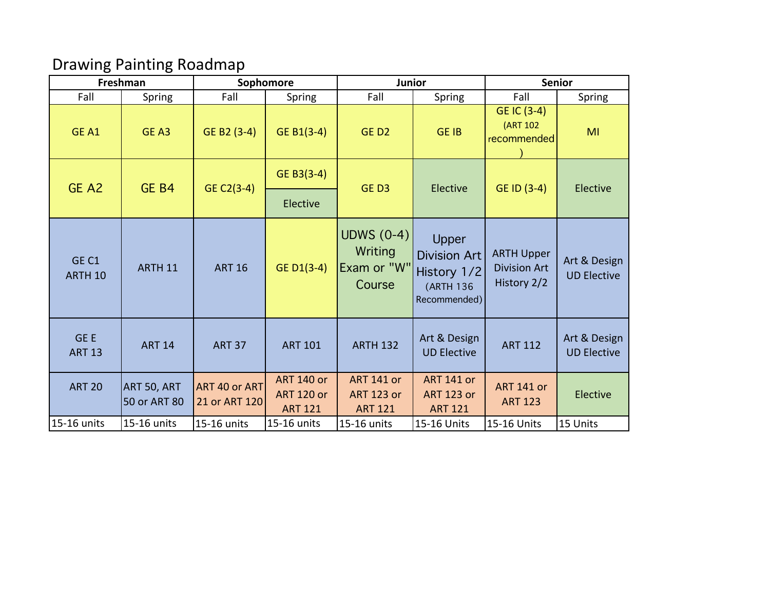# Drawing Painting Roadmap

| Freshman | | Sophomore | | Junior | | Senior | |
|---|---|---|---|---|---|---|---|
| Fall | Spring | Fall | Spring | Fall | Spring | Fall | Spring |
| GE A1 | GE A3 | GE B2 (3-4) | GE B1(3-4) | GE D2 | GE IB | GE IC (3-4) (ART 102 recommended) | MI |
| GE A2 | GE B4 | GE C2(3-4) | GE B3(3-4)<br>Elective | GE D3 | Elective | GE ID (3-4) | Elective |
| GE C1 ARTH 10 | ARTH 11 | ART 16 | GE D1(3-4) | UDWS (0-4) Writing Exam or "W" Course | Upper Division Art History 1/2 (ARTH 136 Recommended) | ARTH Upper Division Art History 2/2 | Art & Design UD Elective |
| GE E ART 13 | ART 14 | ART 37 | ART 101 | ARTH 132 | Art & Design UD Elective | ART 112 | Art & Design UD Elective |
| ART 20 | ART 50, ART 50 or ART 80 | ART 40 or ART 21 or ART 120 | ART 140 or ART 120 or ART 121 | ART 141 or ART 123 or ART 121 | ART 141 or ART 123 or ART 121 | ART 141 or ART 123 | Elective |
| 15-16 units | 15-16 units | 15-16 units | 15-16 units | 15-16 units | 15-16 Units | 15-16 Units | 15 Units |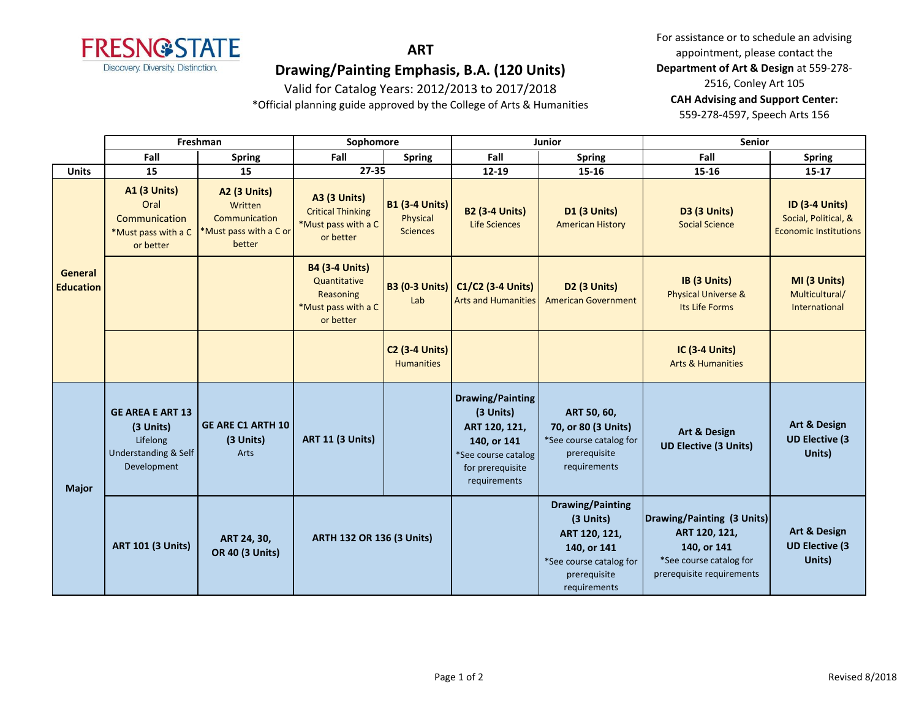FRESNO STATE
Discovery. Diversity. Distinction.

# ART

## Drawing/Painting Emphasis, B.A. (120 Units)

Valid for Catalog Years: 2012/2013 to 2017/2018

*Official planning guide approved by the College of Arts & Humanities

For assistance or to schedule an advising appointment, please contact the **Department of Art & Design** at 559-278-2516, Conley Art 105

**CAH Advising and Support Center:** 559-278-4597, Speech Arts 156

| | Freshman | | Sophomore | | Junior | | Senior | |
|---|---|---|---|---|---|---|---|---|
| | **Fall** | **Spring** | **Fall** | **Spring** | **Fall** | **Spring** | **Fall** | **Spring** |
| **Units** | **15** | **15** | **27-35** | | **12-19** | **15-16** | **15-16** | **15-17** |
| **General Education** | **A1 (3 Units)** Oral Communication *Must pass with a C or better | **A2 (3 Units)** Written Communication *Must pass with a C or better | **A3 (3 Units)** Critical Thinking *Must pass with a C or better | **B1 (3-4 Units)** Physical Sciences | **B2 (3-4 Units)** Life Sciences | **D1 (3 Units)** American History | **D3 (3 Units)** Social Science | **ID (3-4 Units)** Social, Political, & Economic Institutions |
| | | | **B4 (3-4 Units)** Quantitative Reasoning *Must pass with a C or better | **B3 (0-3 Units)** Lab | **C1/C2 (3-4 Units)** Arts and Humanities | **D2 (3 Units)** American Government | **IB (3 Units)** Physical Universe & Its Life Forms | **MI (3 Units)** Multicultural/ International |
| | | | | **C2 (3-4 Units)** Humanities | | | **IC (3-4 Units)** Arts & Humanities | |
| **Major** | **GE AREA E ART 13 (3 Units)** Lifelong Understanding & Self Development | **GE ARE C1 ARTH 10 (3 Units)** Arts | **ART 11 (3 Units)** | | **Drawing/Painting (3 Units) ART 120, 121, 140, or 141** *See course catalog for prerequisite requirements | **ART 50, 60, 70, or 80 (3 Units)** *See course catalog for prerequisite requirements | **Art & Design UD Elective (3 Units)** | **Art & Design UD Elective (3 Units)** |
| | **ART 101 (3 Units)** | **ART 24, 30, OR 40 (3 Units)** | **ARTH 132 OR 136 (3 Units)** | | | **Drawing/Painting (3 Units) ART 120, 121, 140, or 141** *See course catalog for prerequisite requirements | **Drawing/Painting (3 Units) ART 120, 121, 140, or 141** *See course catalog for prerequisite requirements | **Art & Design UD Elective (3 Units)** |

Revised 8/2018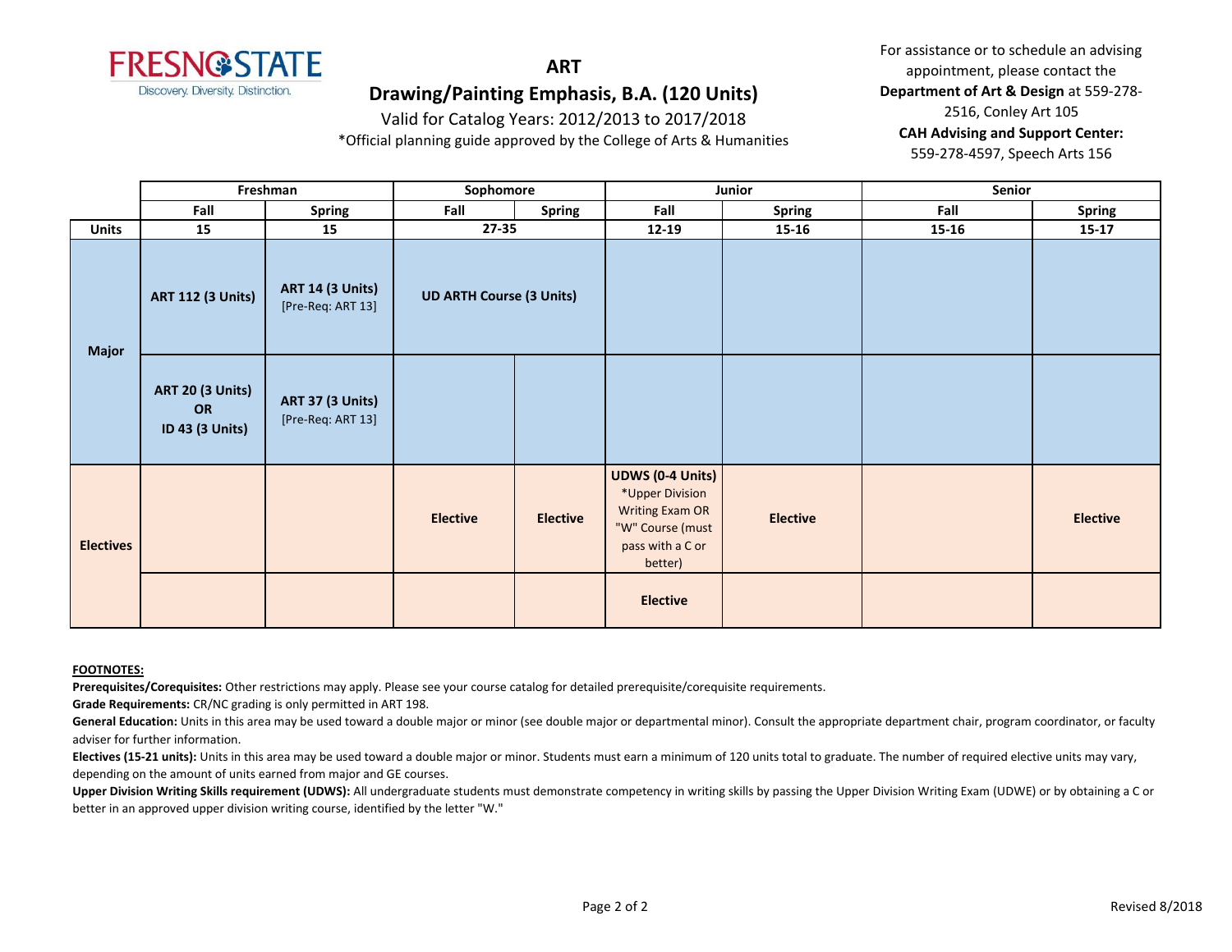# ART

## Drawing/Painting Emphasis, B.A. (120 Units)

Valid for Catalog Years: 2012/2013 to 2017/2018

*Official planning guide approved by the College of Arts & Humanities

For assistance or to schedule an advising appointment, please contact the **Department of Art & Design** at 559-278-2516, Conley Art 105

**CAH Advising and Support Center:** 559-278-4597, Speech Arts 156

| | Freshman | | Sophomore | | Junior | | Senior | |
|---|---|---|---|---|---|---|---|---|
| | **Fall** | **Spring** | **Fall** | **Spring** | **Fall** | **Spring** | **Fall** | **Spring** |
| **Units** | **15** | **15** | **27-35** | | **12-19** | **15-16** | **15-16** | **15-17** |
| **Major** | **ART 112 (3 Units)** | **ART 14 (3 Units)** [Pre-Req: ART 13] | **UD ARTH Course (3 Units)** | | | | | |
| **Major** | **ART 20 (3 Units) OR ID 43 (3 Units)** | **ART 37 (3 Units)** [Pre-Req: ART 13] | | | | | | |
| **Electives** | | | **Elective** | **Elective** | **UDWS (0-4 Units)** *Upper Division Writing Exam OR "W" Course (must pass with a C or better) | **Elective** | | **Elective** |
| **Electives** | | | | | **Elective** | | | |

**FOOTNOTES:**

**Prerequisites/Corequisites:** Other restrictions may apply. Please see your course catalog for detailed prerequisite/corequisite requirements.

**Grade Requirements:** CR/NC grading is only permitted in ART 198.

**General Education:** Units in this area may be used toward a double major or minor (see double major or departmental minor). Consult the appropriate department chair, program coordinator, or faculty adviser for further information.

**Electives (15-21 units):** Units in this area may be used toward a double major or minor. Students must earn a minimum of 120 units total to graduate. The number of required elective units may vary, depending on the amount of units earned from major and GE courses.

**Upper Division Writing Skills requirement (UDWS):** All undergraduate students must demonstrate competency in writing skills by passing the Upper Division Writing Exam (UDWE) or by obtaining a C or better in an approved upper division writing course, identified by the letter "W."

Revised 8/2018